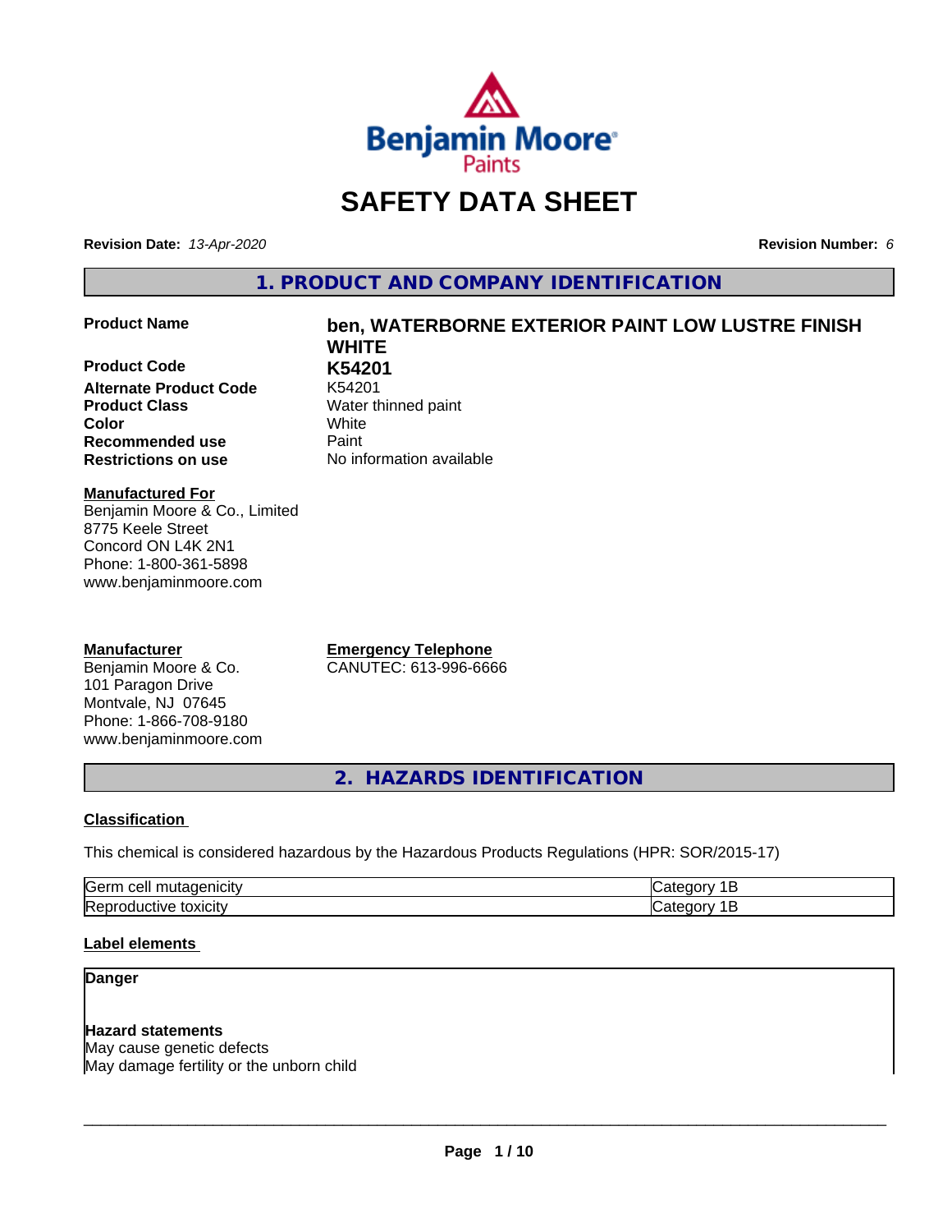# SAFETY DATA SHEET

**Revision Date:** *13-Apr-2020* **Revision Number:** *6*

## 1. PRODUCT AND COMPANY IDENTIFICATION

**Product Name** **ben, WATERBORNE EXTERIOR PAINT LOW LUSTRE FINISH WHITE**

**Product Code** **K54201**

**Alternate Product Code** K54201

**Product Class** Water thinned paint

**Color** White

**Recommended use** Paint

**Restrictions on use** No information available

**Manufactured For**
Benjamin Moore & Co., Limited
8775 Keele Street
Concord ON L4K 2N1
Phone: 1-800-361-5898
www.benjaminmoore.com

**Manufacturer**
Benjamin Moore & Co.
101 Paragon Drive
Montvale, NJ 07645
Phone: 1-866-708-9180
www.benjaminmoore.com

**Emergency Telephone**
CANUTEC: 613-996-6666

## 2. HAZARDS IDENTIFICATION

**Classification**

This chemical is considered hazardous by the Hazardous Products Regulations (HPR: SOR/2015-17)

| | |
|---|---|
| Germ cell mutagenicity | Category 1B |
| Reproductive toxicity | Category 1B |

**Label elements**

**Danger**

**Hazard statements**
May cause genetic defects
May damage fertility or the unborn child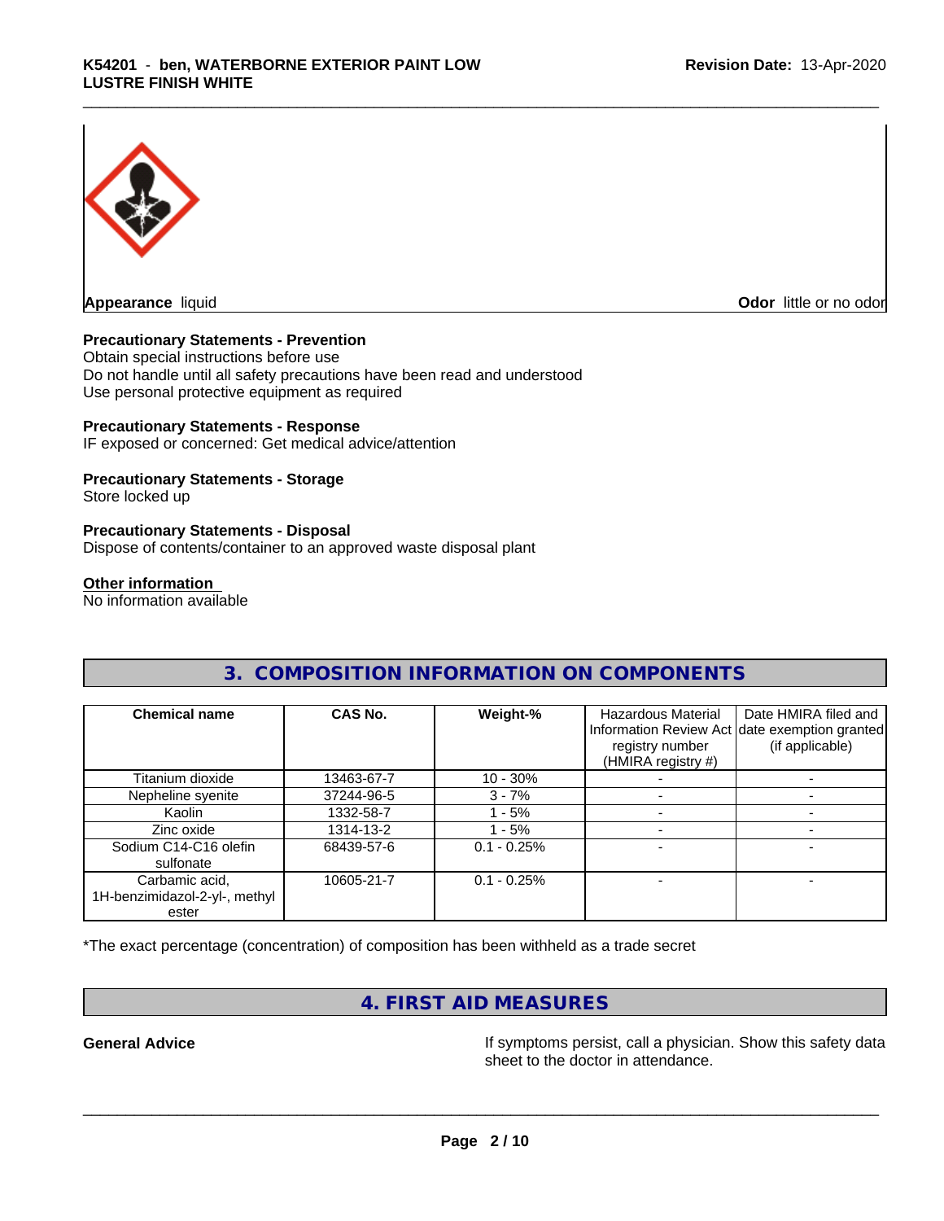**Appearance** liquid

**Odor** little or no odor

**Precautionary Statements - Prevention**

Obtain special instructions before use
Do not handle until all safety precautions have been read and understood
Use personal protective equipment as required

**Precautionary Statements - Response**

IF exposed or concerned: Get medical advice/attention

**Precautionary Statements - Storage**

Store locked up

**Precautionary Statements - Disposal**

Dispose of contents/container to an approved waste disposal plant

**Other information**

No information available

## 3. COMPOSITION INFORMATION ON COMPONENTS

| Chemical name | CAS No. | Weight-% | Hazardous Material Information Review Act registry number (HMIRA registry #) | Date HMIRA filed and date exemption granted (if applicable) |
|---|---|---|---|---|
| Titanium dioxide | 13463-67-7 | 10 - 30% | - | - |
| Nepheline syenite | 37244-96-5 | 3 - 7% | - | - |
| Kaolin | 1332-58-7 | 1 - 5% | - | - |
| Zinc oxide | 1314-13-2 | 1 - 5% | - | - |
| Sodium C14-C16 olefin sulfonate | 68439-57-6 | 0.1 - 0.25% | - | - |
| Carbamic acid, 1H-benzimidazol-2-yl-, methyl ester | 10605-21-7 | 0.1 - 0.25% | - | - |

*The exact percentage (concentration) of composition has been withheld as a trade secret

## 4. FIRST AID MEASURES

**General Advice**

If symptoms persist, call a physician. Show this safety data sheet to the doctor in attendance.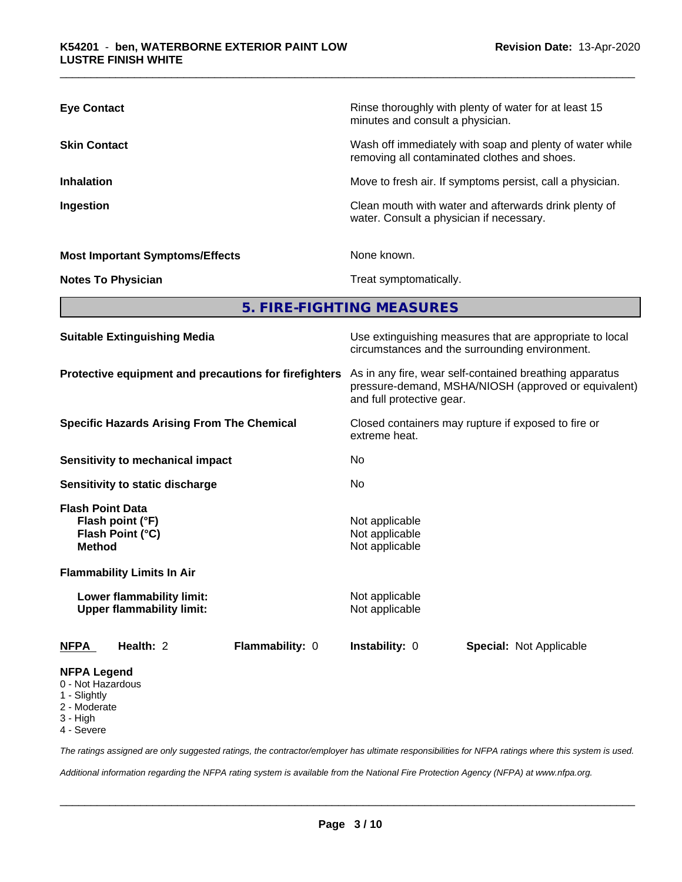| | |
|---|---|
| **Eye Contact** | Rinse thoroughly with plenty of water for at least 15 minutes and consult a physician. |
| **Skin Contact** | Wash off immediately with soap and plenty of water while removing all contaminated clothes and shoes. |
| **Inhalation** | Move to fresh air. If symptoms persist, call a physician. |
| **Ingestion** | Clean mouth with water and afterwards drink plenty of water. Consult a physician if necessary. |
| **Most Important Symptoms/Effects** | None known. |
| **Notes To Physician** | Treat symptomatically. |

## 5. FIRE-FIGHTING MEASURES

| | |
|---|---|
| **Suitable Extinguishing Media** | Use extinguishing measures that are appropriate to local circumstances and the surrounding environment. |
| **Protective equipment and precautions for firefighters** | As in any fire, wear self-contained breathing apparatus pressure-demand, MSHA/NIOSH (approved or equivalent) and full protective gear. |
| **Specific Hazards Arising From The Chemical** | Closed containers may rupture if exposed to fire or extreme heat. |
| **Sensitivity to mechanical impact** | No |
| **Sensitivity to static discharge** | No |

**Flash Point Data**

| | |
|---|---|
| **Flash point (°F)** | Not applicable |
| **Flash Point (°C)** | Not applicable |
| **Method** | Not applicable |

**Flammability Limits In Air**

| | |
|---|---|
| **Lower flammability limit:** | Not applicable |
| **Upper flammability limit:** | Not applicable |

| **NFPA** | **Health:** 2 | **Flammability:** 0 | **Instability:** 0 | **Special:** Not Applicable |
|---|---|---|---|---|

**NFPA Legend**

- 0 - Not Hazardous
- 1 - Slightly
- 2 - Moderate
- 3 - High
- 4 - Severe

*The ratings assigned are only suggested ratings, the contractor/employer has ultimate responsibilities for NFPA ratings where this system is used.*

*Additional information regarding the NFPA rating system is available from the National Fire Protection Agency (NFPA) at www.nfpa.org.*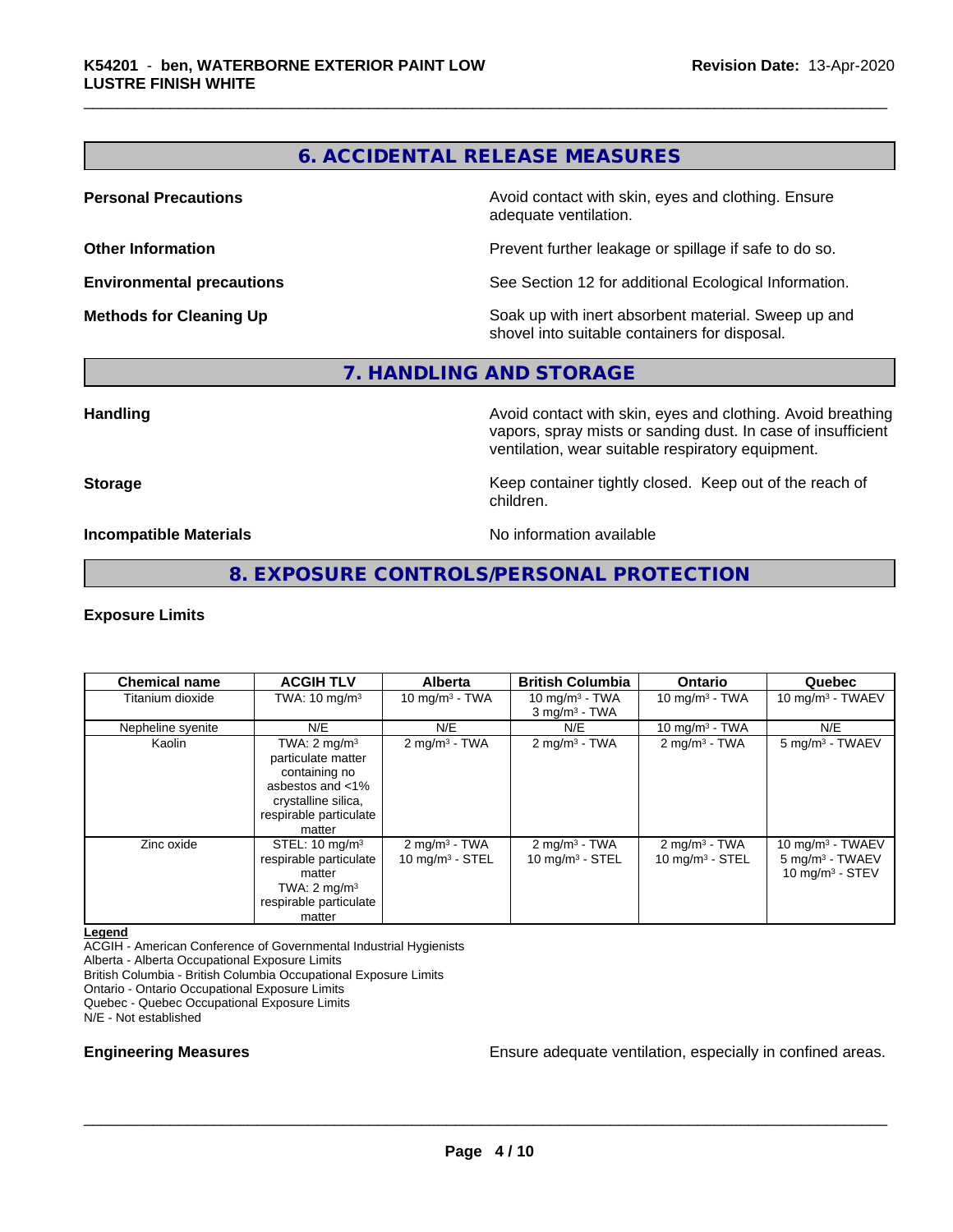## 6. ACCIDENTAL RELEASE MEASURES

**Personal Precautions** Avoid contact with skin, eyes and clothing. Ensure adequate ventilation.

**Other Information** Prevent further leakage or spillage if safe to do so.

**Environmental precautions** See Section 12 for additional Ecological Information.

**Methods for Cleaning Up** Soak up with inert absorbent material. Sweep up and shovel into suitable containers for disposal.

## 7. HANDLING AND STORAGE

**Handling** Avoid contact with skin, eyes and clothing. Avoid breathing vapors, spray mists or sanding dust. In case of insufficient ventilation, wear suitable respiratory equipment.

**Storage** Keep container tightly closed. Keep out of the reach of children.

**Incompatible Materials** No information available

## 8. EXPOSURE CONTROLS/PERSONAL PROTECTION

### Exposure Limits

| Chemical name | ACGIH TLV | Alberta | British Columbia | Ontario | Quebec |
|---|---|---|---|---|---|
| Titanium dioxide | TWA: 10 mg/m³ | 10 mg/m³ - TWA | 10 mg/m³ - TWA<br>3 mg/m³ - TWA | 10 mg/m³ - TWA | 10 mg/m³ - TWAEV |
| Nepheline syenite | N/E | N/E | N/E | 10 mg/m³ - TWA | N/E |
| Kaolin | TWA: 2 mg/m³ particulate matter containing no asbestos and <1% crystalline silica, respirable particulate matter | 2 mg/m³ - TWA | 2 mg/m³ - TWA | 2 mg/m³ - TWA | 5 mg/m³ - TWAEV |
| Zinc oxide | STEL: 10 mg/m³ respirable particulate matter<br>TWA: 2 mg/m³ respirable particulate matter | 2 mg/m³ - TWA<br>10 mg/m³ - STEL | 2 mg/m³ - TWA<br>10 mg/m³ - STEL | 2 mg/m³ - TWA<br>10 mg/m³ - STEL | 10 mg/m³ - TWAEV<br>5 mg/m³ - TWAEV<br>10 mg/m³ - STEV |

**Legend**
ACGIH - American Conference of Governmental Industrial Hygienists
Alberta - Alberta Occupational Exposure Limits
British Columbia - British Columbia Occupational Exposure Limits
Ontario - Ontario Occupational Exposure Limits
Quebec - Quebec Occupational Exposure Limits
N/E - Not established

**Engineering Measures** Ensure adequate ventilation, especially in confined areas.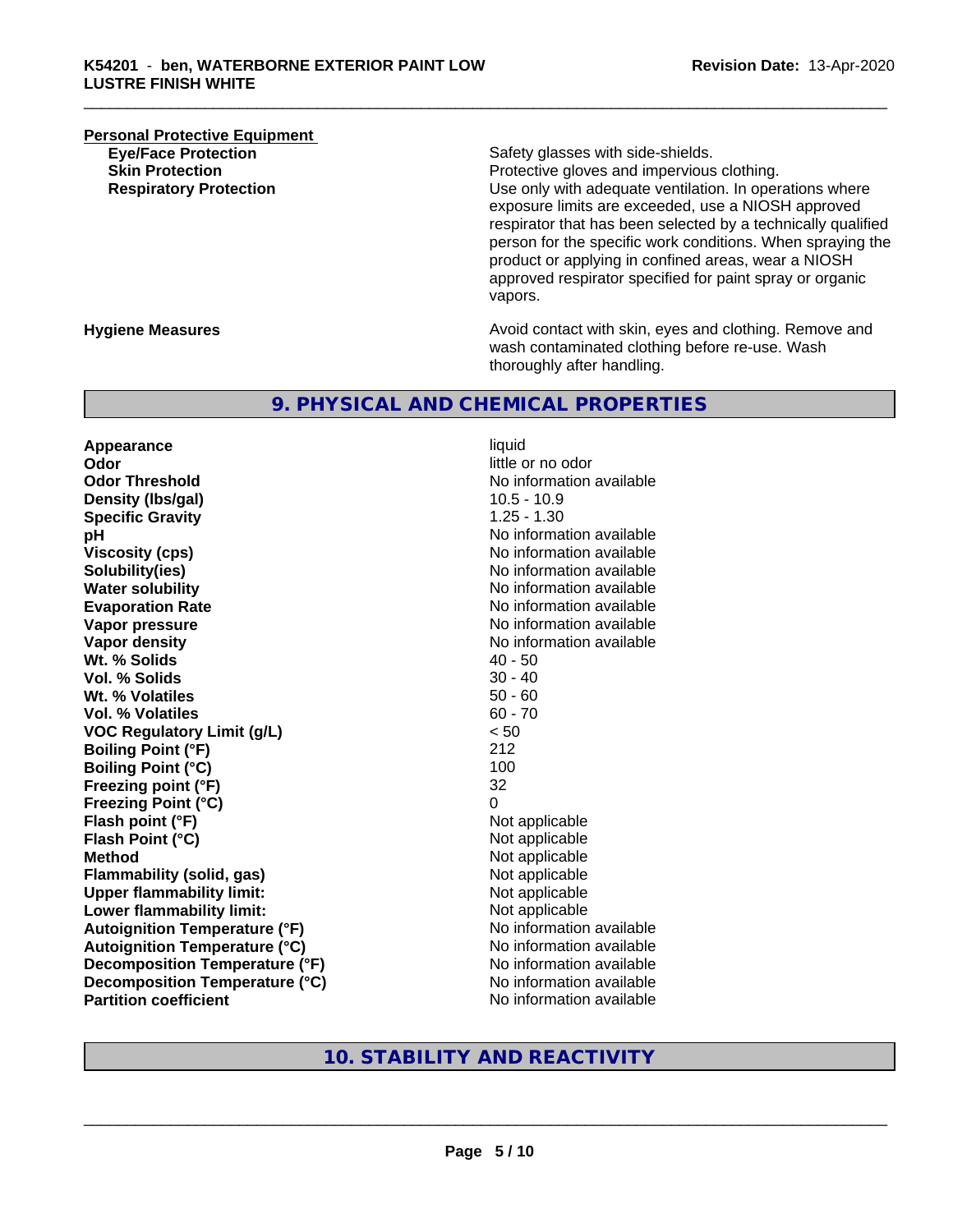**Personal Protective Equipment**

| | |
|---|---|
| **Eye/Face Protection** | Safety glasses with side-shields. |
| **Skin Protection** | Protective gloves and impervious clothing. |
| **Respiratory Protection** | Use only with adequate ventilation. In operations where exposure limits are exceeded, use a NIOSH approved respirator that has been selected by a technically qualified person for the specific work conditions. When spraying the product or applying in confined areas, wear a NIOSH approved respirator specified for paint spray or organic vapors. |

| | |
|---|---|
| **Hygiene Measures** | Avoid contact with skin, eyes and clothing. Remove and wash contaminated clothing before re-use. Wash thoroughly after handling. |

## 9. PHYSICAL AND CHEMICAL PROPERTIES

| | |
|---|---|
| **Appearance** | liquid |
| **Odor** | little or no odor |
| **Odor Threshold** | No information available |
| **Density (lbs/gal)** | 10.5 - 10.9 |
| **Specific Gravity** | 1.25 - 1.30 |
| **pH** | No information available |
| **Viscosity (cps)** | No information available |
| **Solubility(ies)** | No information available |
| **Water solubility** | No information available |
| **Evaporation Rate** | No information available |
| **Vapor pressure** | No information available |
| **Vapor density** | No information available |
| **Wt. % Solids** | 40 - 50 |
| **Vol. % Solids** | 30 - 40 |
| **Wt. % Volatiles** | 50 - 60 |
| **Vol. % Volatiles** | 60 - 70 |
| **VOC Regulatory Limit (g/L)** | < 50 |
| **Boiling Point (°F)** | 212 |
| **Boiling Point (°C)** | 100 |
| **Freezing point (°F)** | 32 |
| **Freezing Point (°C)** | 0 |
| **Flash point (°F)** | Not applicable |
| **Flash Point (°C)** | Not applicable |
| **Method** | Not applicable |
| **Flammability (solid, gas)** | Not applicable |
| **Upper flammability limit:** | Not applicable |
| **Lower flammability limit:** | Not applicable |
| **Autoignition Temperature (°F)** | No information available |
| **Autoignition Temperature (°C)** | No information available |
| **Decomposition Temperature (°F)** | No information available |
| **Decomposition Temperature (°C)** | No information available |
| **Partition coefficient** | No information available |

## 10. STABILITY AND REACTIVITY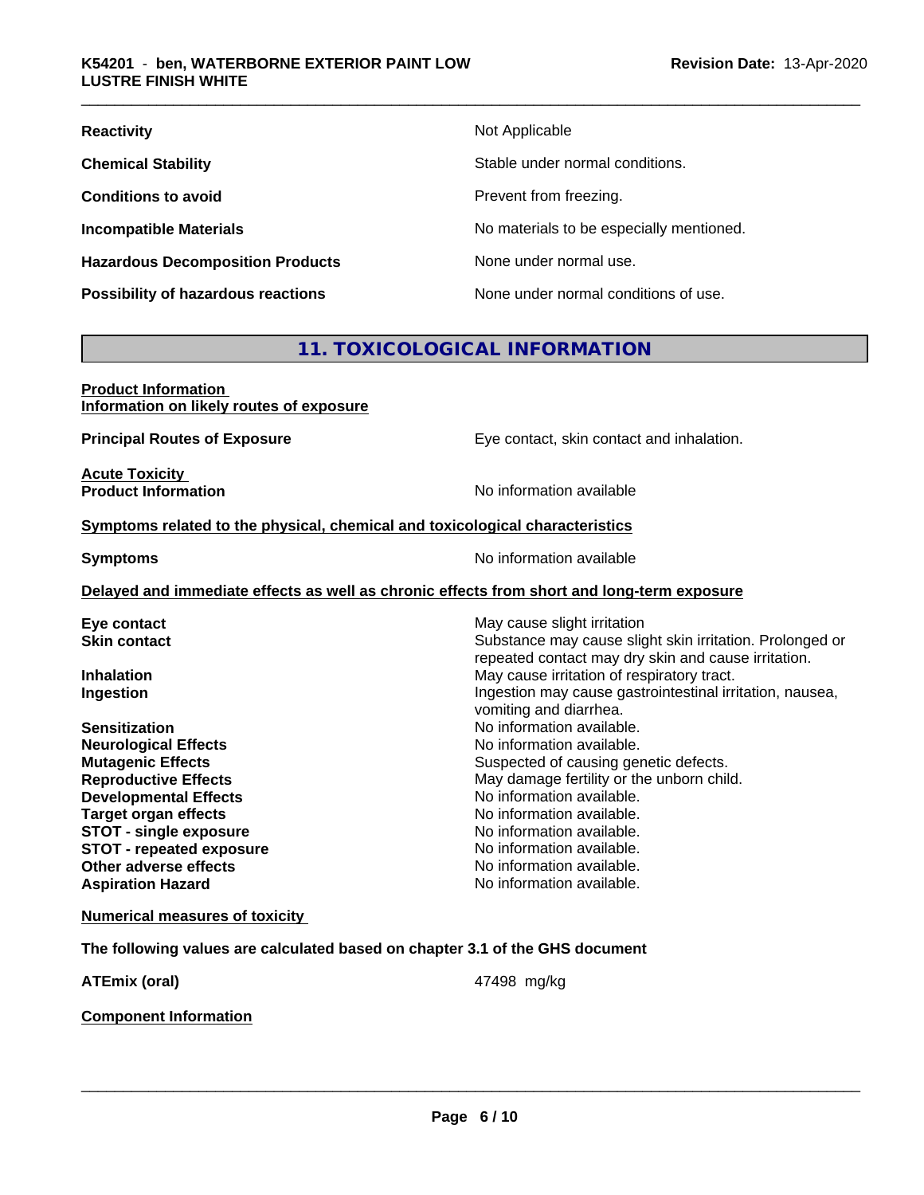| | |
|---|---|
| **Reactivity** | Not Applicable |
| **Chemical Stability** | Stable under normal conditions. |
| **Conditions to avoid** | Prevent from freezing. |
| **Incompatible Materials** | No materials to be especially mentioned. |
| **Hazardous Decomposition Products** | None under normal use. |
| **Possibility of hazardous reactions** | None under normal conditions of use. |

## 11. TOXICOLOGICAL INFORMATION

**Product Information**
**Information on likely routes of exposure**

| | |
|---|---|
| **Principal Routes of Exposure** | Eye contact, skin contact and inhalation. |

**Acute Toxicity**

| | |
|---|---|
| **Product Information** | No information available |

**Symptoms related to the physical, chemical and toxicological characteristics**

| | |
|---|---|
| **Symptoms** | No information available |

**Delayed and immediate effects as well as chronic effects from short and long-term exposure**

| | |
|---|---|
| **Eye contact** | May cause slight irritation |
| **Skin contact** | Substance may cause slight skin irritation. Prolonged or repeated contact may dry skin and cause irritation. |
| **Inhalation** | May cause irritation of respiratory tract. |
| **Ingestion** | Ingestion may cause gastrointestinal irritation, nausea, vomiting and diarrhea. |
| **Sensitization** | No information available. |
| **Neurological Effects** | No information available. |
| **Mutagenic Effects** | Suspected of causing genetic defects. |
| **Reproductive Effects** | May damage fertility or the unborn child. |
| **Developmental Effects** | No information available. |
| **Target organ effects** | No information available. |
| **STOT - single exposure** | No information available. |
| **STOT - repeated exposure** | No information available. |
| **Other adverse effects** | No information available. |
| **Aspiration Hazard** | No information available. |

**Numerical measures of toxicity**

**The following values are calculated based on chapter 3.1 of the GHS document**

| | |
|---|---|
| **ATEmix (oral)** | 47498 mg/kg |

**Component Information**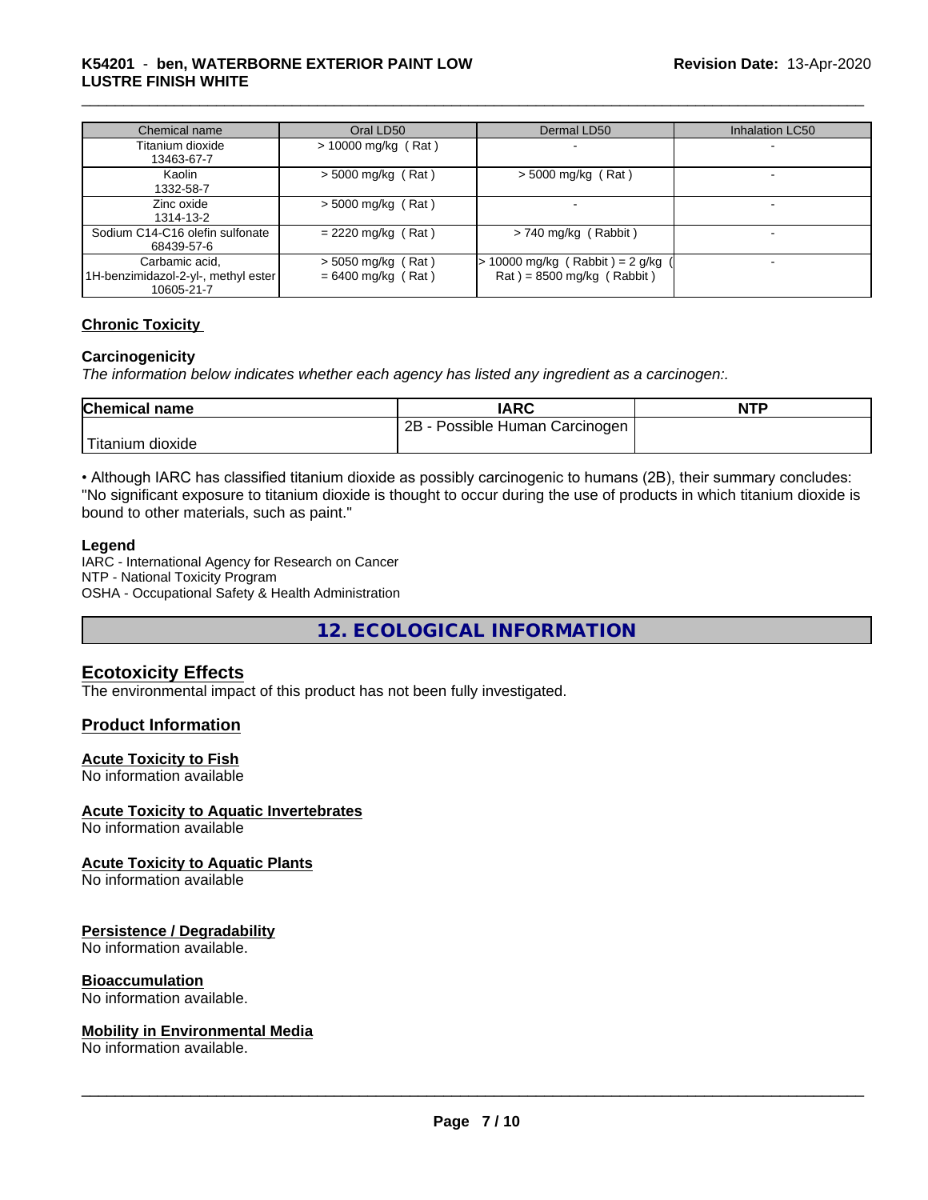| Chemical name | Oral LD50 | Dermal LD50 | Inhalation LC50 |
|---|---|---|---|
| Titanium dioxide 13463-67-7 | > 10000 mg/kg ( Rat ) | - | - |
| Kaolin 1332-58-7 | > 5000 mg/kg ( Rat ) | > 5000 mg/kg ( Rat ) | - |
| Zinc oxide 1314-13-2 | > 5000 mg/kg ( Rat ) | - | - |
| Sodium C14-C16 olefin sulfonate 68439-57-6 | = 2220 mg/kg ( Rat ) | > 740 mg/kg ( Rabbit ) | - |
| Carbamic acid, 1H-benzimidazol-2-yl-, methyl ester 10605-21-7 | > 5050 mg/kg ( Rat ) = 6400 mg/kg ( Rat ) | > 10000 mg/kg ( Rabbit ) = 2 g/kg ( Rat ) = 8500 mg/kg ( Rabbit ) | - |

### Chronic Toxicity

#### Carcinogenicity

*The information below indicates whether each agency has listed any ingredient as a carcinogen:.*

| Chemical name | IARC | NTP |
|---|---|---|
| Titanium dioxide | 2B - Possible Human Carcinogen | |

• Although IARC has classified titanium dioxide as possibly carcinogenic to humans (2B), their summary concludes: "No significant exposure to titanium dioxide is thought to occur during the use of products in which titanium dioxide is bound to other materials, such as paint."

#### Legend

IARC - International Agency for Research on Cancer
NTP - National Toxicity Program
OSHA - Occupational Safety & Health Administration

## 12. ECOLOGICAL INFORMATION

### Ecotoxicity Effects

The environmental impact of this product has not been fully investigated.

### Product Information

#### Acute Toxicity to Fish

No information available

#### Acute Toxicity to Aquatic Invertebrates

No information available

#### Acute Toxicity to Aquatic Plants

No information available

#### Persistence / Degradability

No information available.

#### Bioaccumulation

No information available.

#### Mobility in Environmental Media

No information available.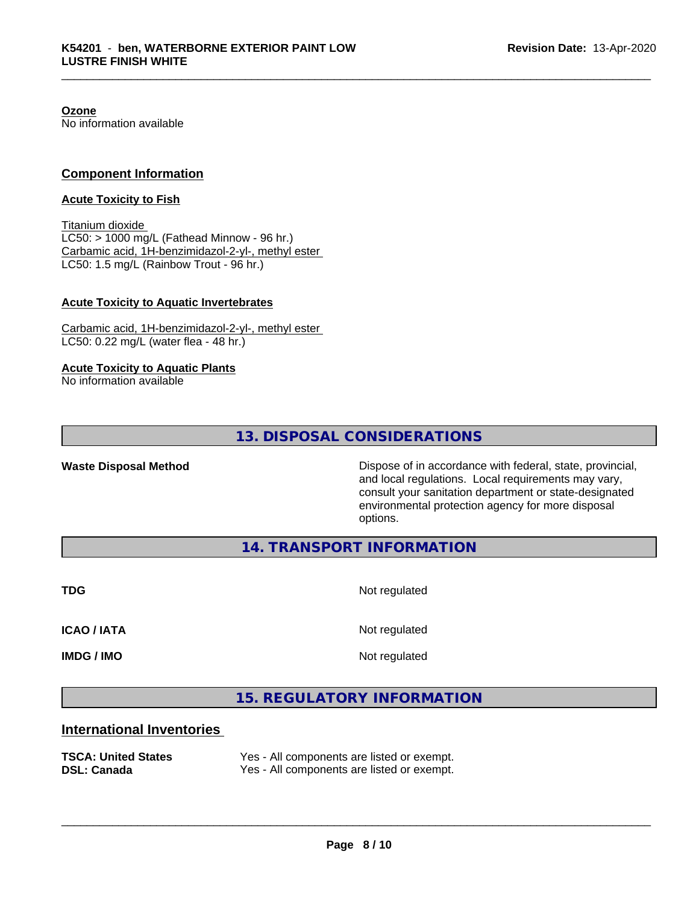**Ozone**
No information available

## Component Information

### Acute Toxicity to Fish

Titanium dioxide
LC50: > 1000 mg/L (Fathead Minnow - 96 hr.)
Carbamic acid, 1H-benzimidazol-2-yl-, methyl ester
LC50: 1.5 mg/L (Rainbow Trout - 96 hr.)

### Acute Toxicity to Aquatic Invertebrates

Carbamic acid, 1H-benzimidazol-2-yl-, methyl ester
LC50: 0.22 mg/L (water flea - 48 hr.)

### Acute Toxicity to Aquatic Plants

No information available

## 13. DISPOSAL CONSIDERATIONS

**Waste Disposal Method** Dispose of in accordance with federal, state, provincial, and local regulations. Local requirements may vary, consult your sanitation department or state-designated environmental protection agency for more disposal options.

## 14. TRANSPORT INFORMATION

| | |
|---|---|
| **TDG** | Not regulated |
| **ICAO / IATA** | Not regulated |
| **IMDG / IMO** | Not regulated |

## 15. REGULATORY INFORMATION

## International Inventories

| | |
|---|---|
| **TSCA: United States** | Yes - All components are listed or exempt. |
| **DSL: Canada** | Yes - All components are listed or exempt. |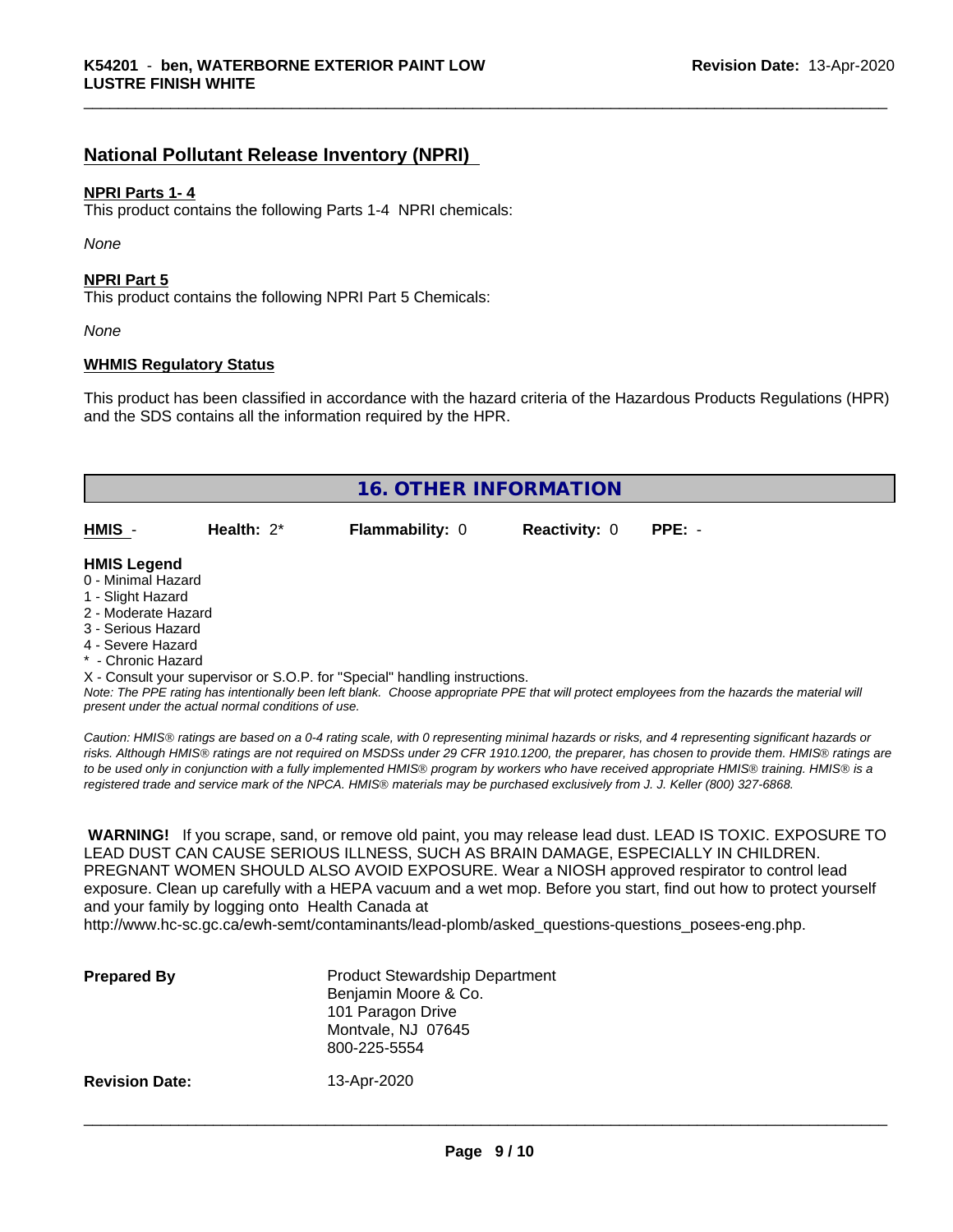## National Pollutant Release Inventory (NPRI)

**NPRI Parts 1- 4**

This product contains the following Parts 1-4 NPRI chemicals:

*None*

**NPRI Part 5**

This product contains the following NPRI Part 5 Chemicals:

*None*

**WHMIS Regulatory Status**

This product has been classified in accordance with the hazard criteria of the Hazardous Products Regulations (HPR) and the SDS contains all the information required by the HPR.

## 16. OTHER INFORMATION

| **HMIS** - | **Health:** 2* | **Flammability:** 0 | **Reactivity:** 0 | **PPE:** - |
|---|---|---|---|---|

**HMIS Legend**

0 - Minimal Hazard
1 - Slight Hazard
2 - Moderate Hazard
3 - Serious Hazard
4 - Severe Hazard
* - Chronic Hazard
X - Consult your supervisor or S.O.P. for "Special" handling instructions.

*Note: The PPE rating has intentionally been left blank. Choose appropriate PPE that will protect employees from the hazards the material will present under the actual normal conditions of use.*

*Caution: HMIS® ratings are based on a 0-4 rating scale, with 0 representing minimal hazards or risks, and 4 representing significant hazards or risks. Although HMIS® ratings are not required on MSDSs under 29 CFR 1910.1200, the preparer, has chosen to provide them. HMIS® ratings are to be used only in conjunction with a fully implemented HMIS® program by workers who have received appropriate HMIS® training. HMIS® is a registered trade and service mark of the NPCA. HMIS® materials may be purchased exclusively from J. J. Keller (800) 327-6868.*

**WARNING!** If you scrape, sand, or remove old paint, you may release lead dust. LEAD IS TOXIC. EXPOSURE TO LEAD DUST CAN CAUSE SERIOUS ILLNESS, SUCH AS BRAIN DAMAGE, ESPECIALLY IN CHILDREN. PREGNANT WOMEN SHOULD ALSO AVOID EXPOSURE. Wear a NIOSH approved respirator to control lead exposure. Clean up carefully with a HEPA vacuum and a wet mop. Before you start, find out how to protect yourself and your family by logging onto Health Canada at http://www.hc-sc.gc.ca/ewh-semt/contaminants/lead-plomb/asked_questions-questions_posees-eng.php.

**Prepared By**

Product Stewardship Department
Benjamin Moore & Co.
101 Paragon Drive
Montvale, NJ 07645
800-225-5554

**Revision Date:** 13-Apr-2020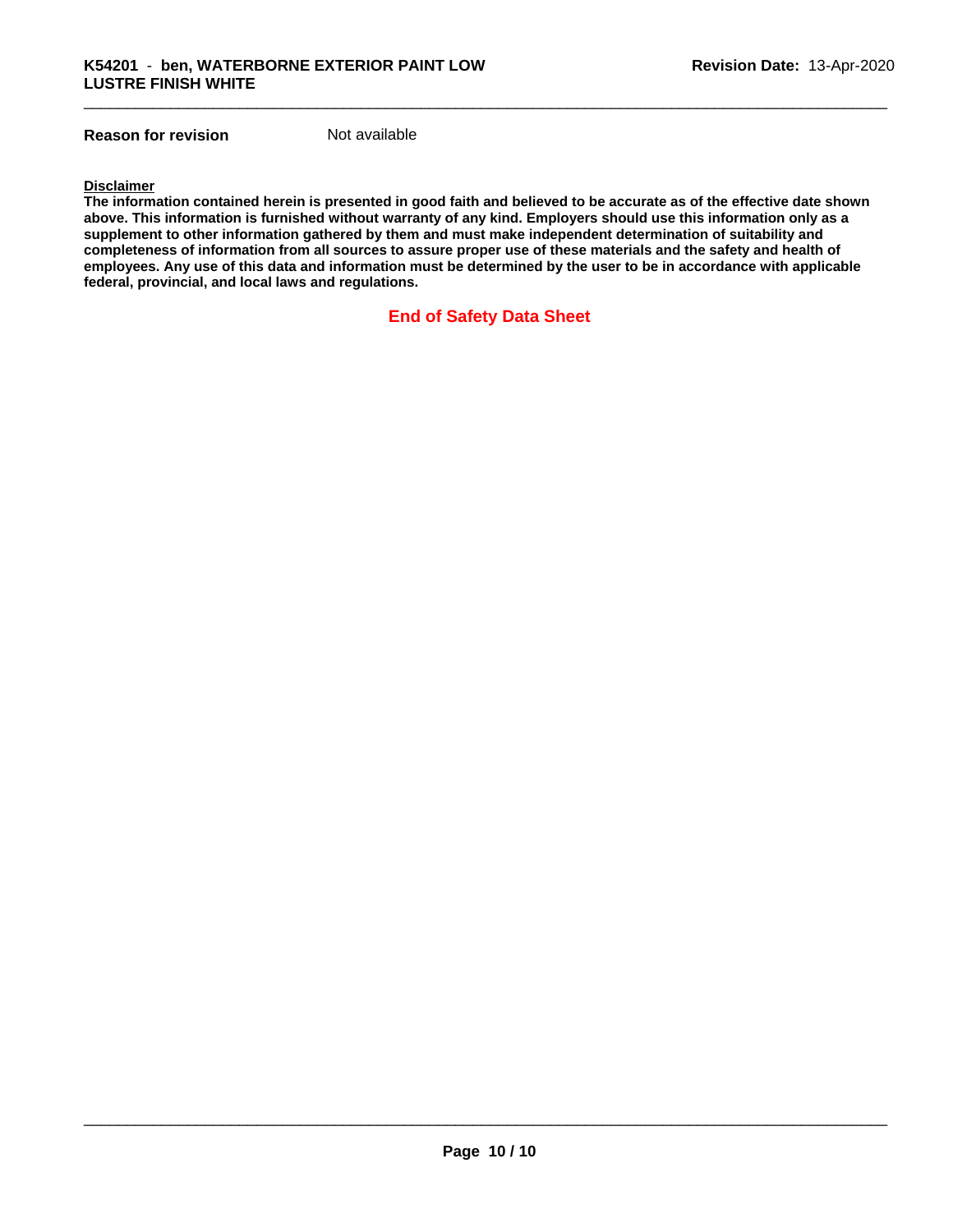**Reason for revision** Not available

**Disclaimer**

**The information contained herein is presented in good faith and believed to be accurate as of the effective date shown above. This information is furnished without warranty of any kind. Employers should use this information only as a supplement to other information gathered by them and must make independent determination of suitability and completeness of information from all sources to assure proper use of these materials and the safety and health of employees. Any use of this data and information must be determined by the user to be in accordance with applicable federal, provincial, and local laws and regulations.**

**End of Safety Data Sheet**